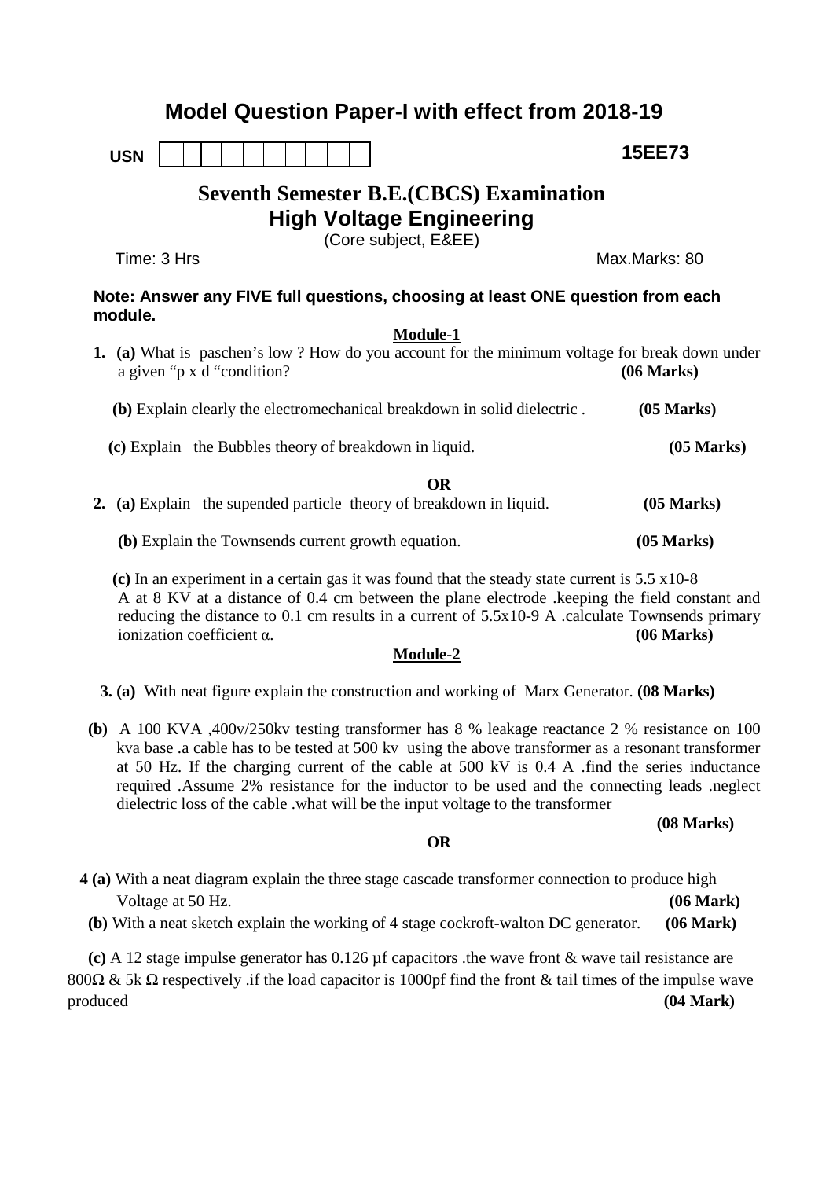# Model Question Paper-I with effect from 2018-19

**USN** | | | | | | | | | | |

**15EE73**

## Seventh Semester B.E.(CBCS) Examination

## High Voltage Engineering

(Core subject, E&EE)

Time: 3 Hrs | Max.Marks: 80

**Note: Answer any FIVE full questions, choosing at least ONE question from each module.**

### Module-1

**1. (a)** What is paschen's low ? How do you account for the minimum voltage for break down under a given "p x d "condition? **(06 Marks)**

**(b)** Explain clearly the electromechanical breakdown in solid dielectric . **(05 Marks)**

**(c)** Explain the Bubbles theory of breakdown in liquid. **(05 Marks)**

**OR**

**2. (a)** Explain the supended particle theory of breakdown in liquid. **(05 Marks)**

**(b)** Explain the Townsends current growth equation. **(05 Marks)**

**(c)** In an experiment in a certain gas it was found that the steady state current is 5.5 x10-8 A at 8 KV at a distance of 0.4 cm between the plane electrode .keeping the field constant and reducing the distance to 0.1 cm results in a current of 5.5x10-9 A .calculate Townsends primary ionization coefficient $\alpha$. **(06 Marks)**

### Module-2

**3. (a)** With neat figure explain the construction and working of Marx Generator. **(08 Marks)**

**(b)** A 100 KVA ,400v/250kv testing transformer has 8 % leakage reactance 2 % resistance on 100 kva base .a cable has to be tested at 500 kv using the above transformer as a resonant transformer at 50 Hz. If the charging current of the cable at 500 kV is 0.4 A .find the series inductance required .Assume 2% resistance for the inductor to be used and the connecting leads .neglect dielectric loss of the cable .what will be the input voltage to the transformer **(08 Marks)**

**OR**

**4 (a)** With a neat diagram explain the three stage cascade transformer connection to produce high Voltage at 50 Hz. **(06 Mark)**

**(b)** With a neat sketch explain the working of 4 stage cockroft-walton DC generator. **(06 Mark)**

**(c)** A 12 stage impulse generator has 0.126 µf capacitors .the wave front & wave tail resistance are 800Ω & 5k Ω respectively .if the load capacitor is 1000pf find the front & tail times of the impulse wave produced **(04 Mark)**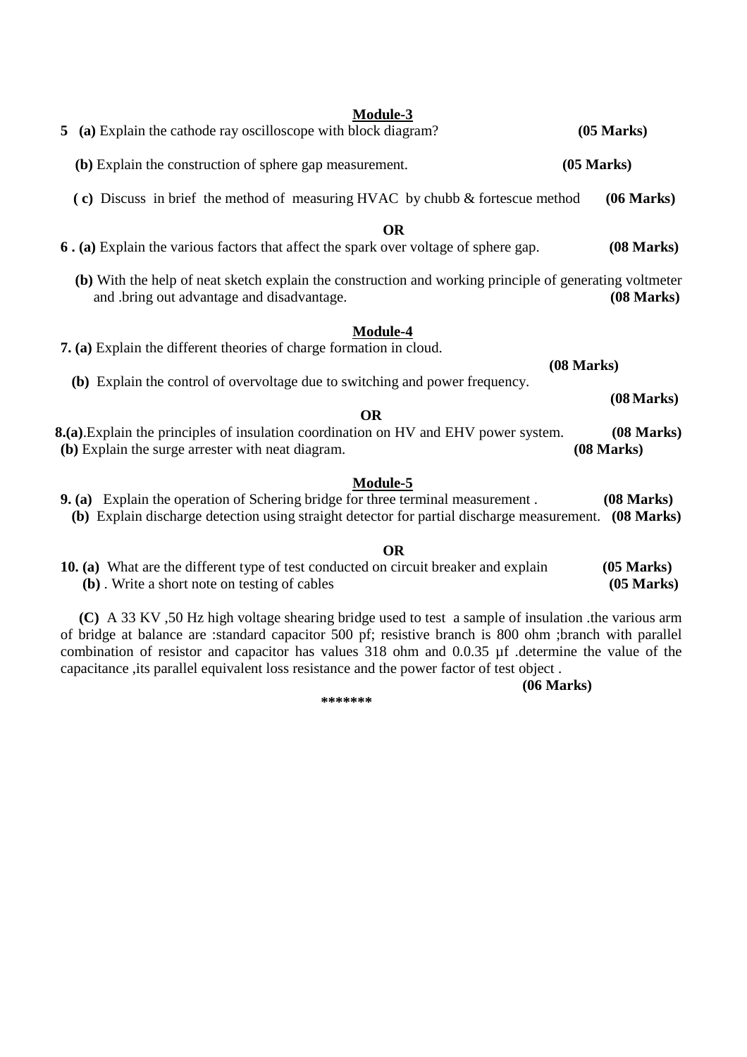## Module-3

**5** **(a)** Explain the cathode ray oscilloscope with block diagram? **(05 Marks)**

**(b)** Explain the construction of sphere gap measurement. **(05 Marks)**

**( c)** Discuss in brief the method of measuring HVAC by chubb & fortescue method **(06 Marks)**

**OR**

**6 . (a)** Explain the various factors that affect the spark over voltage of sphere gap. **(08 Marks)**

**(b)** With the help of neat sketch explain the construction and working principle of generating voltmeter and .bring out advantage and disadvantage. **(08 Marks)**

## Module-4

**7. (a)** Explain the different theories of charge formation in cloud. **(08 Marks)**

**(b)** Explain the control of overvoltage due to switching and power frequency. **(08 Marks)**

**OR**

**8.(a)**.Explain the principles of insulation coordination on HV and EHV power system. **(08 Marks)**

**(b)** Explain the surge arrester with neat diagram. **(08 Marks)**

## Module-5

**9. (a)** Explain the operation of Schering bridge for three terminal measurement . **(08 Marks)**

**(b)** Explain discharge detection using straight detector for partial discharge measurement. **(08 Marks)**

**OR**

**10. (a)** What are the different type of test conducted on circuit breaker and explain **(05 Marks)**

**(b)** . Write a short note on testing of cables **(05 Marks)**

**(C)** A 33 KV ,50 Hz high voltage shearing bridge used to test a sample of insulation .the various arm of bridge at balance are :standard capacitor 500 pf; resistive branch is 800 ohm ;branch with parallel combination of resistor and capacitor has values 318 ohm and 0.0.35 µf .determine the value of the capacitance ,its parallel equivalent loss resistance and the power factor of test object . **(06 Marks)**

\*\*\*\*\*\*\*